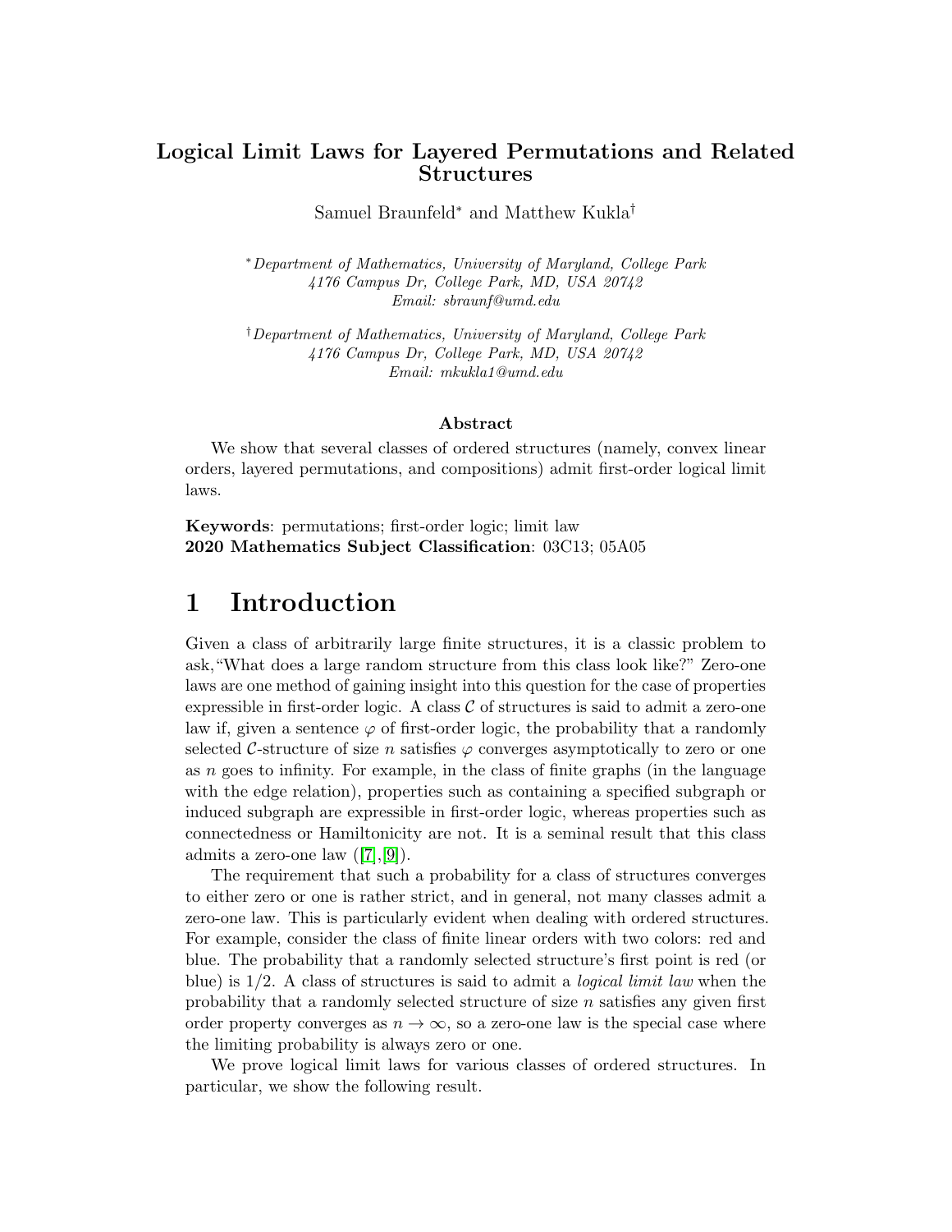# Logical Limit Laws for Layered Permutations and Related Structures

Samuel Braunfeld* and Matthew Kukla†

*Department of Mathematics, University of Maryland, College Park  
4176 Campus Dr, College Park, MD, USA 20742  
Email: sbraunf@umd.edu

†Department of Mathematics, University of Maryland, College Park  
4176 Campus Dr, College Park, MD, USA 20742  
Email: mkukla1@umd.edu

### Abstract

We show that several classes of ordered structures (namely, convex linear orders, layered permutations, and compositions) admit first-order logical limit laws.

**Keywords**: permutations; first-order logic; limit law  
**2020 Mathematics Subject Classification**: 03C13; 05A05

# 1 Introduction

Given a class of arbitrarily large finite structures, it is a classic problem to ask, "What does a large random structure from this class look like?" Zero-one laws are one method of gaining insight into this question for the case of properties expressible in first-order logic. A class $\mathcal{C}$ of structures is said to admit a zero-one law if, given a sentence $\varphi$ of first-order logic, the probability that a randomly selected $\mathcal{C}$-structure of size $n$ satisfies $\varphi$ converges asymptotically to zero or one as $n$ goes to infinity. For example, in the class of finite graphs (in the language with the edge relation), properties such as containing a specified subgraph or induced subgraph are expressible in first-order logic, whereas properties such as connectedness or Hamiltonicity are not. It is a seminal result that this class admits a zero-one law ([7],[9]).

The requirement that such a probability for a class of structures converges to either zero or one is rather strict, and in general, not many classes admit a zero-one law. This is particularly evident when dealing with ordered structures. For example, consider the class of finite linear orders with two colors: red and blue. The probability that a randomly selected structure's first point is red (or blue) is 1/2. A class of structures is said to admit a *logical limit law* when the probability that a randomly selected structure of size $n$ satisfies any given first order property converges as $n \to \infty$, so a zero-one law is the special case where the limiting probability is always zero or one.

We prove logical limit laws for various classes of ordered structures. In particular, we show the following result.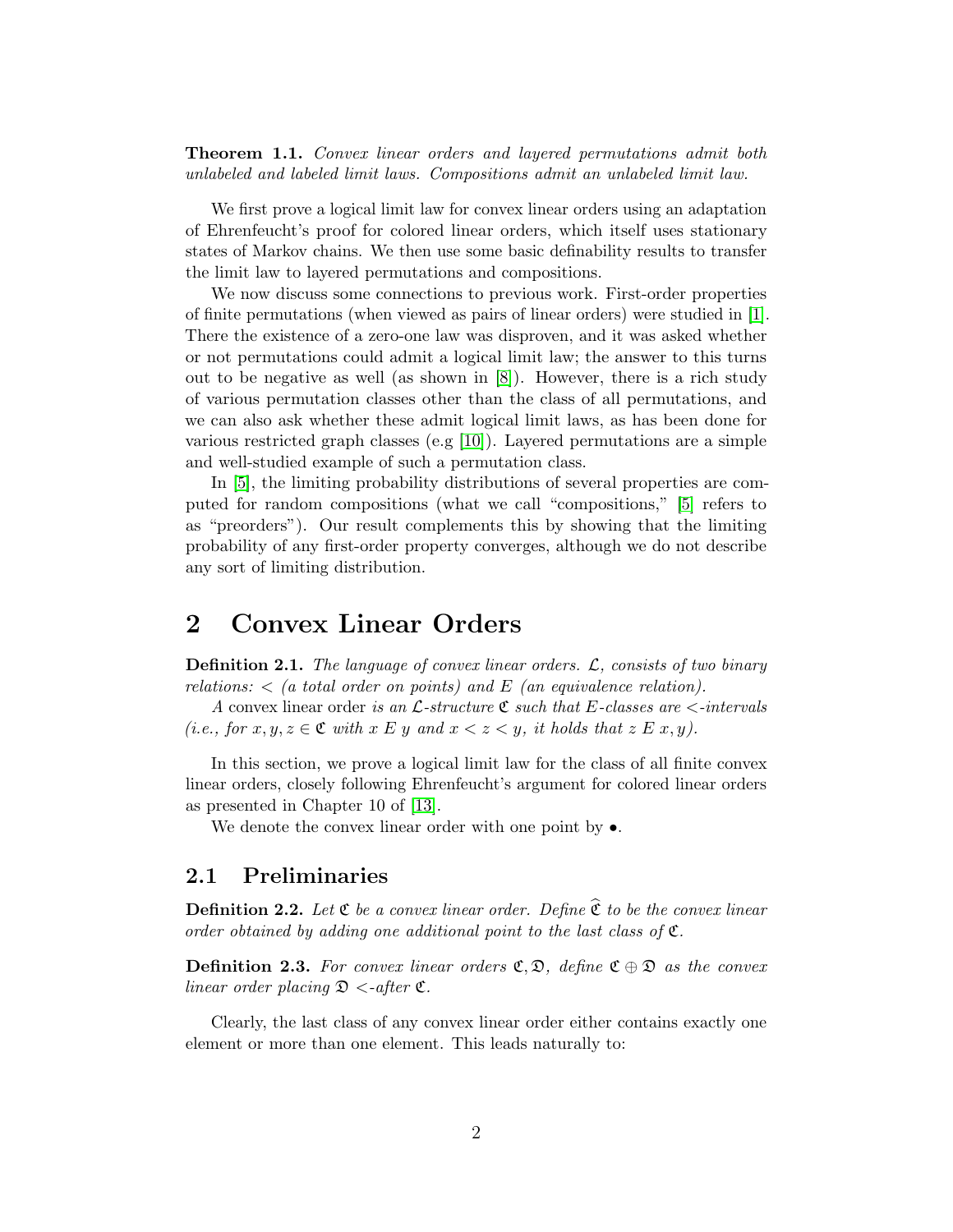**Theorem 1.1.** *Convex linear orders and layered permutations admit both unlabeled and labeled limit laws. Compositions admit an unlabeled limit law.*

We first prove a logical limit law for convex linear orders using an adaptation of Ehrenfeucht's proof for colored linear orders, which itself uses stationary states of Markov chains. We then use some basic definability results to transfer the limit law to layered permutations and compositions.

We now discuss some connections to previous work. First-order properties of finite permutations (when viewed as pairs of linear orders) were studied in [1]. There the existence of a zero-one law was disproven, and it was asked whether or not permutations could admit a logical limit law; the answer to this turns out to be negative as well (as shown in [8]). However, there is a rich study of various permutation classes other than the class of all permutations, and we can also ask whether these admit logical limit laws, as has been done for various restricted graph classes (e.g [10]). Layered permutations are a simple and well-studied example of such a permutation class.

In [5], the limiting probability distributions of several properties are computed for random compositions (what we call "compositions," [5] refers to as "preorders"). Our result complements this by showing that the limiting probability of any first-order property converges, although we do not describe any sort of limiting distribution.

# 2 Convex Linear Orders

**Definition 2.1.** *The language of convex linear orders. $\mathcal{L}$, consists of two binary relations: $<$ (a total order on points) and $E$ (an equivalence relation).*

*A* convex linear order *is an $\mathcal{L}$-structure $\mathfrak{C}$ such that $E$-classes are $<$-intervals (i.e., for $x, y, z \in \mathfrak{C}$ with $x \mathrel{E} y$ and $x < z < y$, it holds that $z \mathrel{E} x, y$).*

In this section, we prove a logical limit law for the class of all finite convex linear orders, closely following Ehrenfeucht's argument for colored linear orders as presented in Chapter 10 of [13].

We denote the convex linear order with one point by $\bullet$.

## 2.1 Preliminaries

**Definition 2.2.** *Let $\mathfrak{C}$ be a convex linear order. Define $\widehat{\mathfrak{C}}$ to be the convex linear order obtained by adding one additional point to the last class of $\mathfrak{C}$.*

**Definition 2.3.** *For convex linear orders $\mathfrak{C}, \mathfrak{D}$, define $\mathfrak{C} \oplus \mathfrak{D}$ as the convex linear order placing $\mathfrak{D}$ $<$-after $\mathfrak{C}$.*

Clearly, the last class of any convex linear order either contains exactly one element or more than one element. This leads naturally to: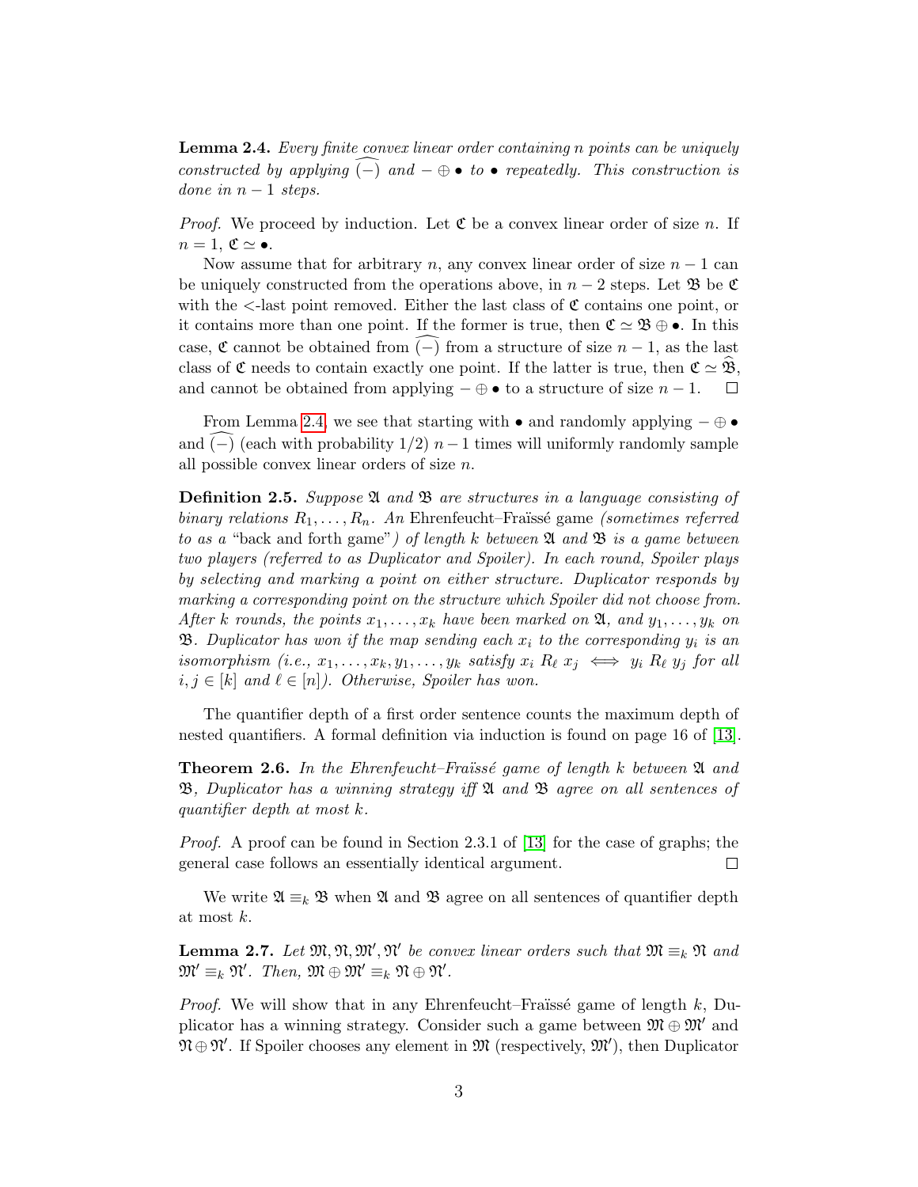**Lemma 2.4.** *Every finite convex linear order containing n points can be uniquely constructed by applying $\widehat{(-)}$ and $- \oplus \bullet$ to $\bullet$ repeatedly. This construction is done in $n-1$ steps.*

*Proof.* We proceed by induction. Let $\mathfrak{C}$ be a convex linear order of size $n$. If $n = 1$, $\mathfrak{C} \simeq \bullet$.

Now assume that for arbitrary $n$, any convex linear order of size $n-1$ can be uniquely constructed from the operations above, in $n-2$ steps. Let $\mathfrak{B}$ be $\mathfrak{C}$ with the $<$-last point removed. Either the last class of $\mathfrak{C}$ contains one point, or it contains more than one point. If the former is true, then $\mathfrak{C} \simeq \mathfrak{B} \oplus \bullet$. In this case, $\mathfrak{C}$ cannot be obtained from $\widehat{(-)}$ from a structure of size $n-1$, as the last class of $\mathfrak{C}$ needs to contain exactly one point. If the latter is true, then $\mathfrak{C} \simeq \widehat{\mathfrak{B}}$, and cannot be obtained from applying $- \oplus \bullet$ to a structure of size $n-1$. $\square$

From Lemma 2.4, we see that starting with $\bullet$ and randomly applying $- \oplus \bullet$ and $\widehat{(-)}$ (each with probability $1/2$) $n-1$ times will uniformly randomly sample all possible convex linear orders of size $n$.

**Definition 2.5.** *Suppose $\mathfrak{A}$ and $\mathfrak{B}$ are structures in a language consisting of binary relations $R_1, \ldots, R_n$. An* Ehrenfeucht–Fraïssé game *(sometimes referred to as a "back and forth game") of length $k$ between $\mathfrak{A}$ and $\mathfrak{B}$ is a game between two players (referred to as Duplicator and Spoiler). In each round, Spoiler plays by selecting and marking a point on either structure. Duplicator responds by marking a corresponding point on the structure which Spoiler did not choose from. After $k$ rounds, the points $x_1, \ldots, x_k$ have been marked on $\mathfrak{A}$, and $y_1, \ldots, y_k$ on $\mathfrak{B}$. Duplicator has won if the map sending each $x_i$ to the corresponding $y_i$ is an isomorphism (i.e., $x_1, \ldots, x_k, y_1, \ldots, y_k$ satisfy $x_i \; R_\ell \; x_j \iff y_i \; R_\ell \; y_j$ for all $i, j \in [k]$ and $\ell \in [n]$). Otherwise, Spoiler has won.*

The quantifier depth of a first order sentence counts the maximum depth of nested quantifiers. A formal definition via induction is found on page 16 of [13].

**Theorem 2.6.** *In the Ehrenfeucht–Fraïssé game of length $k$ between $\mathfrak{A}$ and $\mathfrak{B}$, Duplicator has a winning strategy iff $\mathfrak{A}$ and $\mathfrak{B}$ agree on all sentences of quantifier depth at most $k$.*

*Proof.* A proof can be found in Section 2.3.1 of [13] for the case of graphs; the general case follows an essentially identical argument. $\square$

We write $\mathfrak{A} \equiv_k \mathfrak{B}$ when $\mathfrak{A}$ and $\mathfrak{B}$ agree on all sentences of quantifier depth at most $k$.

**Lemma 2.7.** *Let $\mathfrak{M}, \mathfrak{N}, \mathfrak{M}', \mathfrak{N}'$ be convex linear orders such that $\mathfrak{M} \equiv_k \mathfrak{N}$ and $\mathfrak{M}' \equiv_k \mathfrak{N}'$. Then, $\mathfrak{M} \oplus \mathfrak{M}' \equiv_k \mathfrak{N} \oplus \mathfrak{N}'$.*

*Proof.* We will show that in any Ehrenfeucht–Fraïssé game of length $k$, Duplicator has a winning strategy. Consider such a game between $\mathfrak{M} \oplus \mathfrak{M}'$ and $\mathfrak{N} \oplus \mathfrak{N}'$. If Spoiler chooses any element in $\mathfrak{M}$ (respectively, $\mathfrak{M}'$), then Duplicator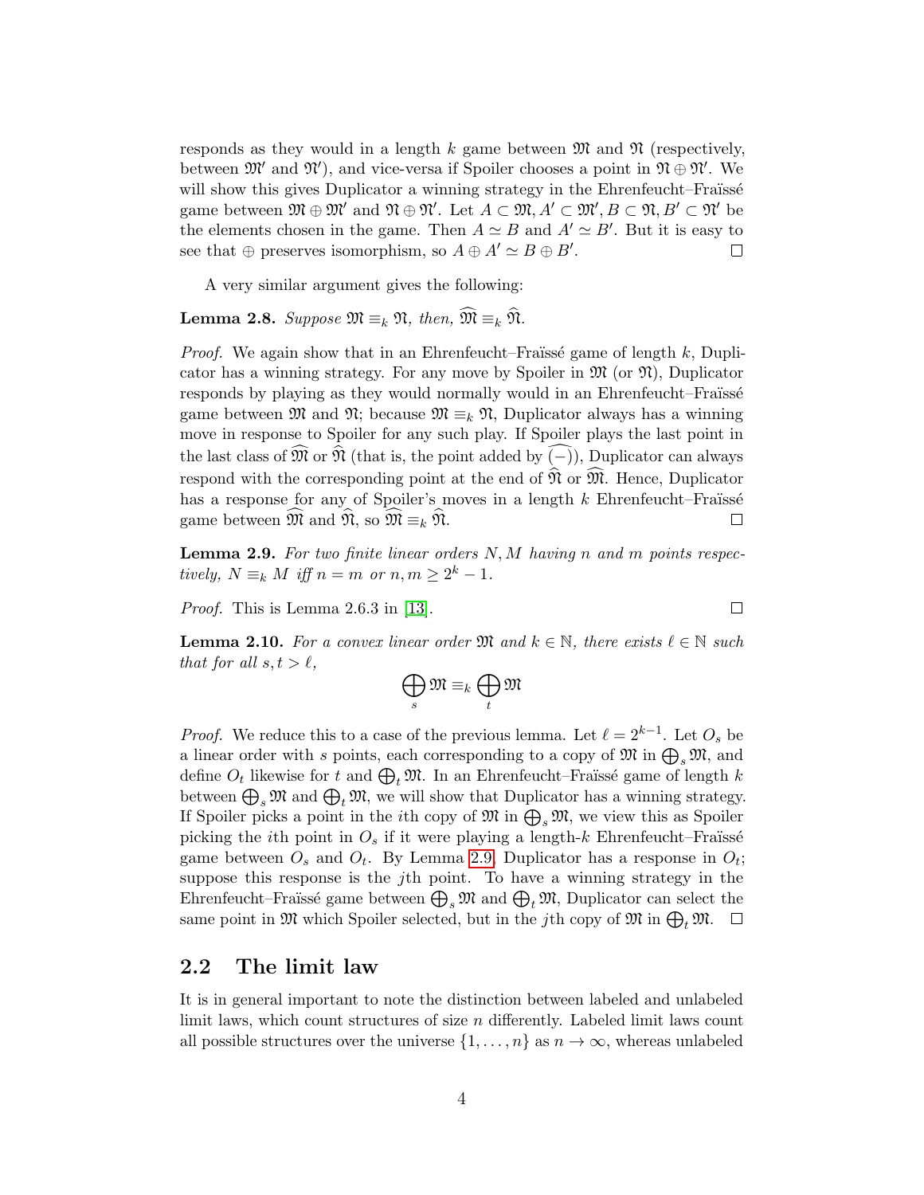responds as they would in a length $k$ game between $\mathfrak{M}$ and $\mathfrak{N}$ (respectively, between $\mathfrak{M}'$ and $\mathfrak{N}'$), and vice-versa if Spoiler chooses a point in $\mathfrak{N} \oplus \mathfrak{N}'$. We will show this gives Duplicator a winning strategy in the Ehrenfeucht–Fraïssé game between $\mathfrak{M} \oplus \mathfrak{M}'$ and $\mathfrak{N} \oplus \mathfrak{N}'$. Let $A \subset \mathfrak{M}, A' \subset \mathfrak{M}', B \subset \mathfrak{N}, B' \subset \mathfrak{N}'$ be the elements chosen in the game. Then $A \simeq B$ and $A' \simeq B'$. But it is easy to see that $\oplus$ preserves isomorphism, so $A \oplus A' \simeq B \oplus B'$. □

A very similar argument gives the following:

**Lemma 2.8.** *Suppose $\mathfrak{M} \equiv_k \mathfrak{N}$, then, $\widehat{\mathfrak{M}} \equiv_k \widehat{\mathfrak{N}}$.*

*Proof.* We again show that in an Ehrenfeucht–Fraïssé game of length $k$, Duplicator has a winning strategy. For any move by Spoiler in $\mathfrak{M}$ (or $\mathfrak{N}$), Duplicator responds by playing as they would normally would in an Ehrenfeucht–Fraïssé game between $\mathfrak{M}$ and $\mathfrak{N}$; because $\mathfrak{M} \equiv_k \mathfrak{N}$, Duplicator always has a winning move in response to Spoiler for any such play. If Spoiler plays the last point in the last class of $\widehat{\mathfrak{M}}$ or $\widehat{\mathfrak{N}}$ (that is, the point added by $\widehat{(-)}$), Duplicator can always respond with the corresponding point at the end of $\widehat{\mathfrak{N}}$ or $\widehat{\mathfrak{M}}$. Hence, Duplicator has a response for any of Spoiler's moves in a length $k$ Ehrenfeucht–Fraïssé game between $\widehat{\mathfrak{M}}$ and $\widehat{\mathfrak{N}}$, so $\widehat{\mathfrak{M}} \equiv_k \widehat{\mathfrak{N}}$. □

**Lemma 2.9.** *For two finite linear orders $N, M$ having $n$ and $m$ points respectively, $N \equiv_k M$ iff $n = m$ or $n, m \geq 2^k - 1$.*

*Proof.* This is Lemma 2.6.3 in [13]. □

**Lemma 2.10.** *For a convex linear order $\mathfrak{M}$ and $k \in \mathbb{N}$, there exists $\ell \in \mathbb{N}$ such that for all $s, t > \ell$,*

$$\bigoplus_s \mathfrak{M} \equiv_k \bigoplus_t \mathfrak{M}$$

*Proof.* We reduce this to a case of the previous lemma. Let $\ell = 2^{k-1}$. Let $O_s$ be a linear order with $s$ points, each corresponding to a copy of $\mathfrak{M}$ in $\bigoplus_s \mathfrak{M}$, and define $O_t$ likewise for $t$ and $\bigoplus_t \mathfrak{M}$. In an Ehrenfeucht–Fraïssé game of length $k$ between $\bigoplus_s \mathfrak{M}$ and $\bigoplus_t \mathfrak{M}$, we will show that Duplicator has a winning strategy. If Spoiler picks a point in the $i$th copy of $\mathfrak{M}$ in $\bigoplus_s \mathfrak{M}$, we view this as Spoiler picking the $i$th point in $O_s$ if it were playing a length-$k$ Ehrenfeucht–Fraïssé game between $O_s$ and $O_t$. By Lemma 2.9, Duplicator has a response in $O_t$; suppose this response is the $j$th point. To have a winning strategy in the Ehrenfeucht–Fraïssé game between $\bigoplus_s \mathfrak{M}$ and $\bigoplus_t \mathfrak{M}$, Duplicator can select the same point in $\mathfrak{M}$ which Spoiler selected, but in the $j$th copy of $\mathfrak{M}$ in $\bigoplus_t \mathfrak{M}$. □

## 2.2 The limit law

It is in general important to note the distinction between labeled and unlabeled limit laws, which count structures of size $n$ differently. Labeled limit laws count all possible structures over the universe $\{1, \ldots, n\}$ as $n \to \infty$, whereas unlabeled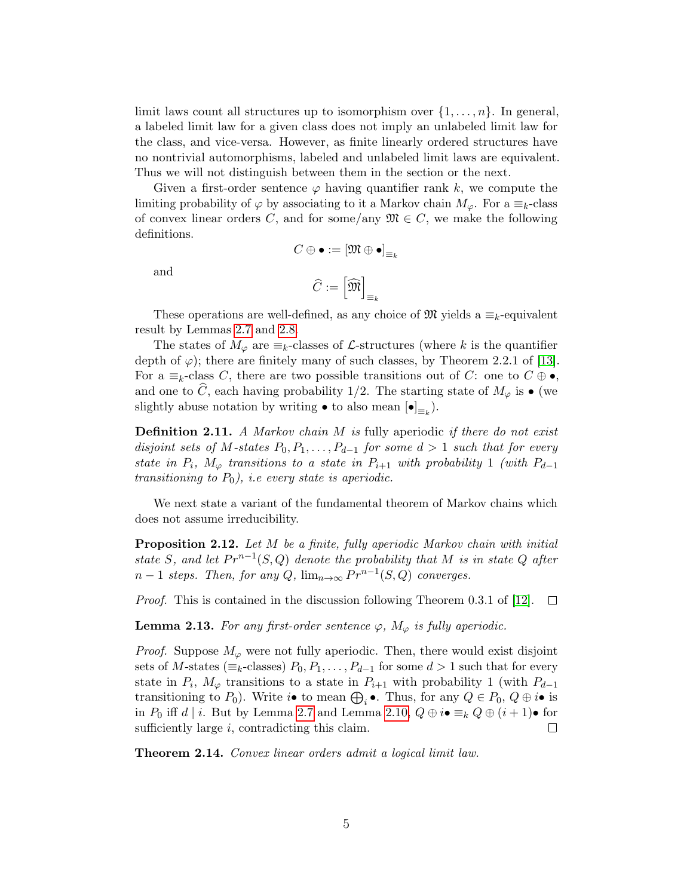limit laws count all structures up to isomorphism over $\{1, \ldots, n\}$. In general, a labeled limit law for a given class does not imply an unlabeled limit law for the class, and vice-versa. However, as finite linearly ordered structures have no nontrivial automorphisms, labeled and unlabeled limit laws are equivalent. Thus we will not distinguish between them in the section or the next.

Given a first-order sentence $\varphi$ having quantifier rank $k$, we compute the limiting probability of $\varphi$ by associating to it a Markov chain $M_\varphi$. For a $\equiv_k$-class of convex linear orders $C$, and for some/any $\mathfrak{M} \in C$, we make the following definitions.

$$C \oplus \bullet := [\mathfrak{M} \oplus \bullet]_{\equiv_k}$$

and

$$\widehat{C} := \left[\widehat{\mathfrak{M}}\right]_{\equiv_k}$$

These operations are well-defined, as any choice of $\mathfrak{M}$ yields a $\equiv_k$-equivalent result by Lemmas 2.7 and 2.8.

The states of $M_\varphi$ are $\equiv_k$-classes of $\mathcal{L}$-structures (where $k$ is the quantifier depth of $\varphi$); there are finitely many of such classes, by Theorem 2.2.1 of [13]. For a $\equiv_k$-class $C$, there are two possible transitions out of $C$: one to $C \oplus \bullet$, and one to $\widehat{C}$, each having probability 1/2. The starting state of $M_\varphi$ is $\bullet$ (we slightly abuse notation by writing $\bullet$ to also mean $[\bullet]_{\equiv_k}$).

**Definition 2.11.** *A Markov chain $M$ is* fully aperiodic *if there do not exist disjoint sets of $M$-states $P_0, P_1, \ldots, P_{d-1}$ for some $d > 1$ such that for every state in $P_i$, $M_\varphi$ transitions to a state in $P_{i+1}$ with probability 1 (with $P_{d-1}$ transitioning to $P_0$), i.e every state is aperiodic.*

We next state a variant of the fundamental theorem of Markov chains which does not assume irreducibility.

**Proposition 2.12.** *Let $M$ be a finite, fully aperiodic Markov chain with initial state $S$, and let $Pr^{n-1}(S, Q)$ denote the probability that $M$ is in state $Q$ after $n-1$ steps. Then, for any $Q$, $\lim_{n\to\infty} Pr^{n-1}(S, Q)$ converges.*

*Proof.* This is contained in the discussion following Theorem 0.3.1 of [12]. $\square$

**Lemma 2.13.** *For any first-order sentence $\varphi$, $M_\varphi$ is fully aperiodic.*

*Proof.* Suppose $M_\varphi$ were not fully aperiodic. Then, there would exist disjoint sets of $M$-states ($\equiv_k$-classes) $P_0, P_1, \ldots, P_{d-1}$ for some $d > 1$ such that for every state in $P_i$, $M_\varphi$ transitions to a state in $P_{i+1}$ with probability 1 (with $P_{d-1}$ transitioning to $P_0$). Write $i\bullet$ to mean $\bigoplus_i \bullet$. Thus, for any $Q \in P_0$, $Q \oplus i\bullet$ is in $P_0$ iff $d \mid i$. But by Lemma 2.7 and Lemma 2.10, $Q \oplus i\bullet \equiv_k Q \oplus (i+1)\bullet$ for sufficiently large $i$, contradicting this claim. $\square$

**Theorem 2.14.** *Convex linear orders admit a logical limit law.*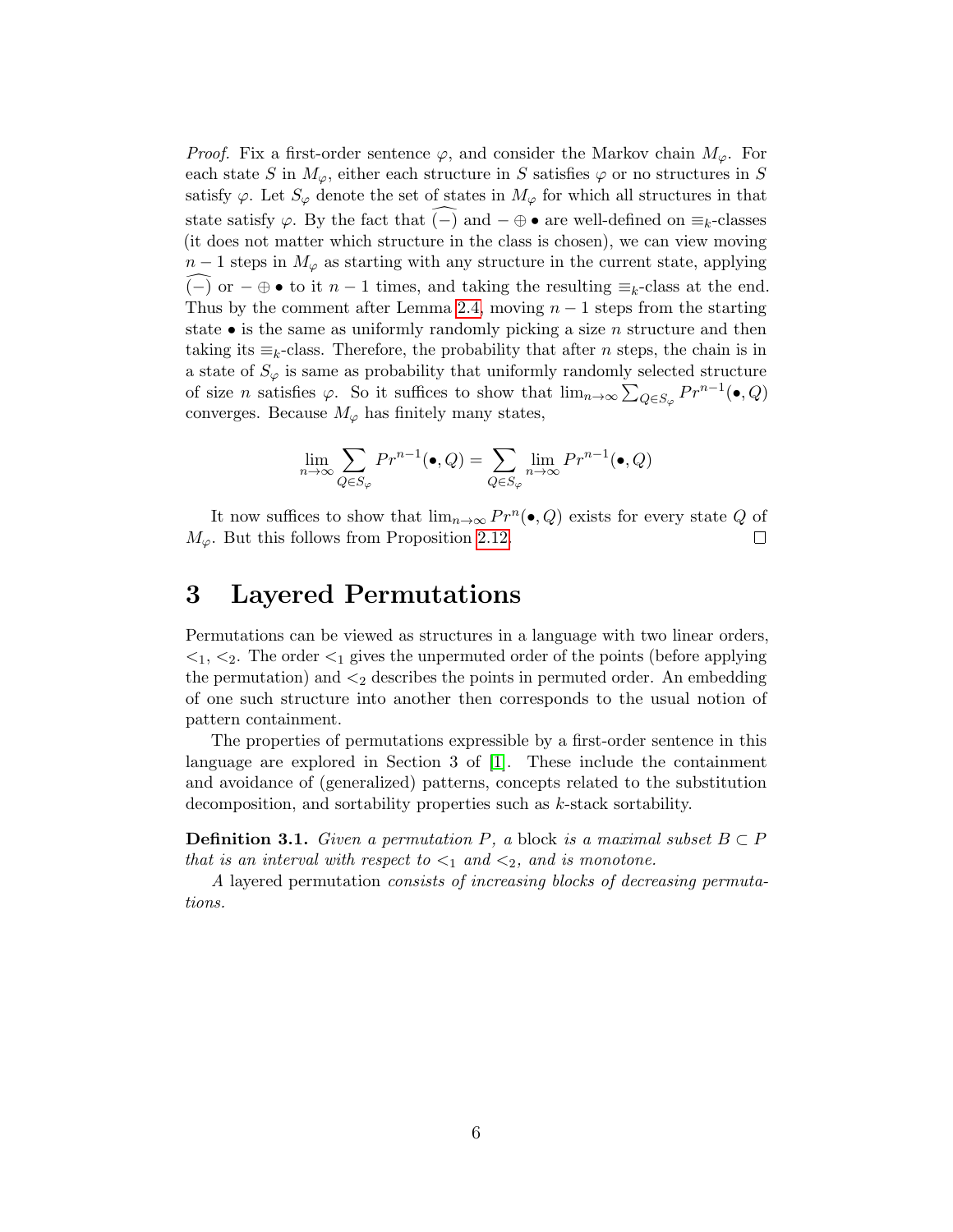*Proof.* Fix a first-order sentence $\varphi$, and consider the Markov chain $M_\varphi$. For each state $S$ in $M_\varphi$, either each structure in $S$ satisfies $\varphi$ or no structures in $S$ satisfy $\varphi$. Let $S_\varphi$ denote the set of states in $M_\varphi$ for which all structures in that state satisfy $\varphi$. By the fact that $\widehat{(-)}$ and $- \oplus \bullet$ are well-defined on $\equiv_k$-classes (it does not matter which structure in the class is chosen), we can view moving $n-1$ steps in $M_\varphi$ as starting with any structure in the current state, applying $\widehat{(-)}$ or $- \oplus \bullet$ to it $n-1$ times, and taking the resulting $\equiv_k$-class at the end. Thus by the comment after Lemma 2.4, moving $n-1$ steps from the starting state $\bullet$ is the same as uniformly randomly picking a size $n$ structure and then taking its $\equiv_k$-class. Therefore, the probability that after $n$ steps, the chain is in a state of $S_\varphi$ is same as probability that uniformly randomly selected structure of size $n$ satisfies $\varphi$. So it suffices to show that $\lim_{n\to\infty} \sum_{Q \in S_\varphi} Pr^{n-1}(\bullet, Q)$ converges. Because $M_\varphi$ has finitely many states,

$$\lim_{n\to\infty} \sum_{Q \in S_\varphi} Pr^{n-1}(\bullet, Q) = \sum_{Q \in S_\varphi} \lim_{n\to\infty} Pr^{n-1}(\bullet, Q)$$

It now suffices to show that $\lim_{n\to\infty} Pr^n(\bullet, Q)$ exists for every state $Q$ of $M_\varphi$. But this follows from Proposition 2.12. □

# 3 Layered Permutations

Permutations can be viewed as structures in a language with two linear orders, $<_1$, $<_2$. The order $<_1$ gives the unpermuted order of the points (before applying the permutation) and $<_2$ describes the points in permuted order. An embedding of one such structure into another then corresponds to the usual notion of pattern containment.

The properties of permutations expressible by a first-order sentence in this language are explored in Section 3 of [1]. These include the containment and avoidance of (generalized) patterns, concepts related to the substitution decomposition, and sortability properties such as $k$-stack sortability.

**Definition 3.1.** *Given a permutation $P$, a* block *is a maximal subset $B \subset P$ that is an interval with respect to $<_1$ and $<_2$, and is monotone.*

*A* layered permutation *consists of increasing blocks of decreasing permutations.*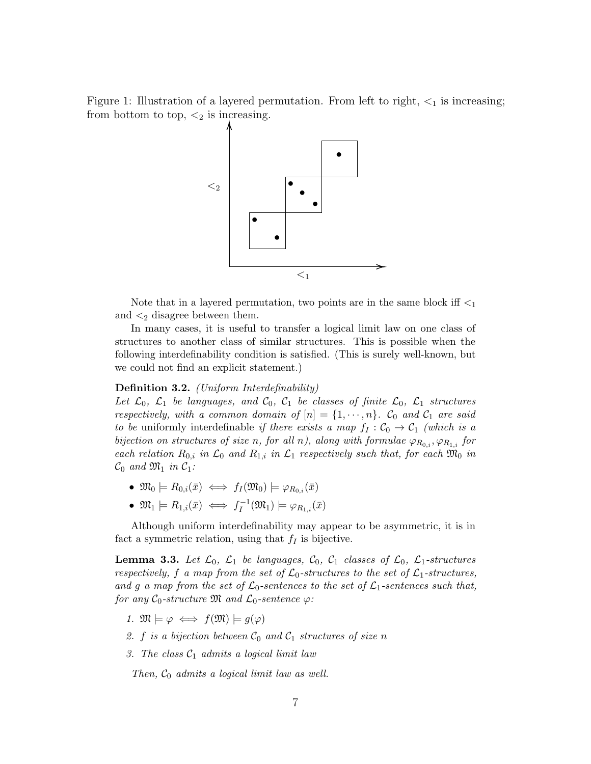Figure 1: Illustration of a layered permutation. From left to right, $<_1$ is increasing; from bottom to top, $<_2$ is increasing.

Note that in a layered permutation, two points are in the same block iff $<_1$ and $<_2$ disagree between them.

In many cases, it is useful to transfer a logical limit law on one class of structures to another class of similar structures. This is possible when the following interdefinability condition is satisfied. (This is surely well-known, but we could not find an explicit statement.)

**Definition 3.2.** *(Uniform Interdefinability)*
*Let $\mathcal{L}_0$, $\mathcal{L}_1$ be languages, and $\mathcal{C}_0$, $\mathcal{C}_1$ be classes of finite $\mathcal{L}_0$, $\mathcal{L}_1$ structures respectively, with a common domain of $[n] = \{1, \cdots, n\}$. $\mathcal{C}_0$ and $\mathcal{C}_1$ are said to be* uniformly interdefinable *if there exists a map $f_I : \mathcal{C}_0 \to \mathcal{C}_1$ (which is a bijection on structures of size n, for all n), along with formulae $\varphi_{R_{0,i}}, \varphi_{R_{1,i}}$ for each relation $R_{0,i}$ in $\mathcal{L}_0$ and $R_{1,i}$ in $\mathcal{L}_1$ respectively such that, for each $\mathfrak{M}_0$ in $\mathcal{C}_0$ and $\mathfrak{M}_1$ in $\mathcal{C}_1$:*

- $\mathfrak{M}_0 \models R_{0,i}(\bar{x}) \iff f_I(\mathfrak{M}_0) \models \varphi_{R_{0,i}}(\bar{x})$
- $\mathfrak{M}_1 \models R_{1,i}(\bar{x}) \iff f_I^{-1}(\mathfrak{M}_1) \models \varphi_{R_{1,i}}(\bar{x})$

Although uniform interdefinability may appear to be asymmetric, it is in fact a symmetric relation, using that $f_I$ is bijective.

**Lemma 3.3.** *Let $\mathcal{L}_0$, $\mathcal{L}_1$ be languages, $\mathcal{C}_0$, $\mathcal{C}_1$ classes of $\mathcal{L}_0$, $\mathcal{L}_1$-structures respectively, $f$ a map from the set of $\mathcal{L}_0$-structures to the set of $\mathcal{L}_1$-structures, and $g$ a map from the set of $\mathcal{L}_0$-sentences to the set of $\mathcal{L}_1$-sentences such that, for any $\mathcal{C}_0$-structure $\mathfrak{M}$ and $\mathcal{L}_0$-sentence $\varphi$:*

1. *$\mathfrak{M} \models \varphi \iff f(\mathfrak{M}) \models g(\varphi)$*
2. *$f$ is a bijection between $\mathcal{C}_0$ and $\mathcal{C}_1$ structures of size $n$*
3. *The class $\mathcal{C}_1$ admits a logical limit law*

*Then, $\mathcal{C}_0$ admits a logical limit law as well.*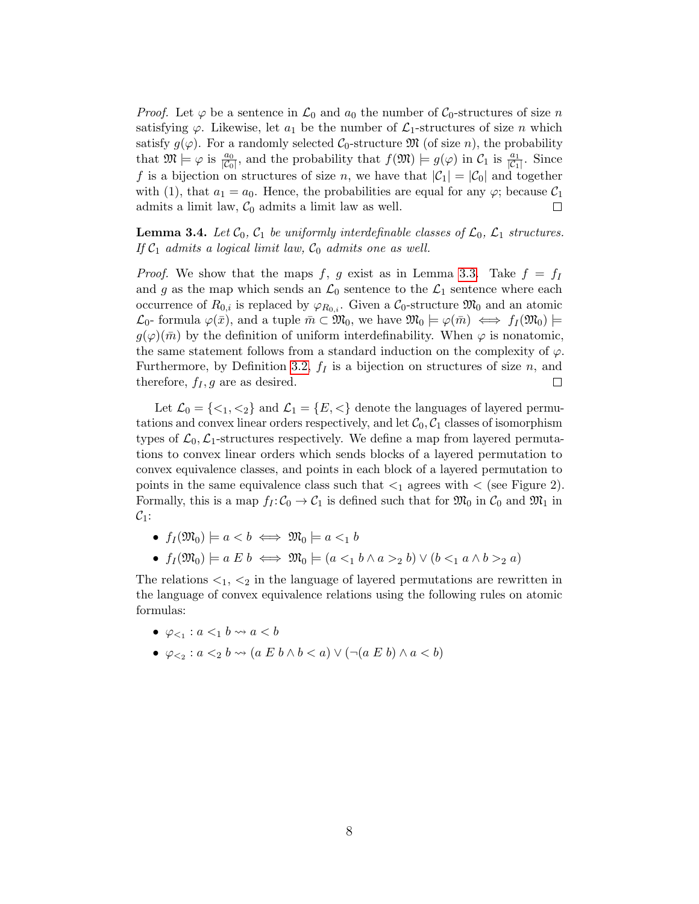*Proof.* Let $\varphi$ be a sentence in $\mathcal{L}_0$ and $a_0$ the number of $\mathcal{C}_0$-structures of size $n$ satisfying $\varphi$. Likewise, let $a_1$ be the number of $\mathcal{L}_1$-structures of size $n$ which satisfy $g(\varphi)$. For a randomly selected $\mathcal{C}_0$-structure $\mathfrak{M}$ (of size $n$), the probability that $\mathfrak{M} \models \varphi$ is $\frac{a_0}{|\mathcal{C}_0|}$, and the probability that $f(\mathfrak{M}) \models g(\varphi)$ in $\mathcal{C}_1$ is $\frac{a_1}{|\mathcal{C}_1|}$. Since $f$ is a bijection on structures of size $n$, we have that $|\mathcal{C}_1| = |\mathcal{C}_0|$ and together with (1), that $a_1 = a_0$. Hence, the probabilities are equal for any $\varphi$; because $\mathcal{C}_1$ admits a limit law, $\mathcal{C}_0$ admits a limit law as well. □

**Lemma 3.4.** *Let $\mathcal{C}_0$, $\mathcal{C}_1$ be uniformly interdefinable classes of $\mathcal{L}_0$, $\mathcal{L}_1$ structures. If $\mathcal{C}_1$ admits a logical limit law, $\mathcal{C}_0$ admits one as well.*

*Proof.* We show that the maps $f$, $g$ exist as in Lemma 3.3. Take $f = f_I$ and $g$ as the map which sends an $\mathcal{L}_0$ sentence to the $\mathcal{L}_1$ sentence where each occurrence of $R_{0,i}$ is replaced by $\varphi_{R_{0,i}}$. Given a $\mathcal{C}_0$-structure $\mathfrak{M}_0$ and an atomic $\mathcal{L}_0$- formula $\varphi(\bar{x})$, and a tuple $\bar{m} \subset \mathfrak{M}_0$, we have $\mathfrak{M}_0 \models \varphi(\bar{m}) \iff f_I(\mathfrak{M}_0) \models g(\varphi)(\bar{m})$ by the definition of uniform interdefinability. When $\varphi$ is nonatomic, the same statement follows from a standard induction on the complexity of $\varphi$. Furthermore, by Definition 3.2, $f_I$ is a bijection on structures of size $n$, and therefore, $f_I, g$ are as desired. □

Let $\mathcal{L}_0 = \{<_1, <_2\}$ and $\mathcal{L}_1 = \{E, <\}$ denote the languages of layered permutations and convex linear orders respectively, and let $\mathcal{C}_0, \mathcal{C}_1$ classes of isomorphism types of $\mathcal{L}_0, \mathcal{L}_1$-structures respectively. We define a map from layered permutations to convex linear orders which sends blocks of a layered permutation to convex equivalence classes, and points in each block of a layered permutation to points in the same equivalence class such that $<_1$ agrees with $<$ (see Figure 2). Formally, this is a map $f_I\colon \mathcal{C}_0 \to \mathcal{C}_1$ is defined such that for $\mathfrak{M}_0$ in $\mathcal{C}_0$ and $\mathfrak{M}_1$ in $\mathcal{C}_1$:

- $f_I(\mathfrak{M}_0) \models a < b \iff \mathfrak{M}_0 \models a <_1 b$
- $f_I(\mathfrak{M}_0) \models a \ E \ b \iff \mathfrak{M}_0 \models (a <_1 b \wedge a >_2 b) \vee (b <_1 a \wedge b >_2 a)$

The relations $<_1$, $<_2$ in the language of layered permutations are rewritten in the language of convex equivalence relations using the following rules on atomic formulas:

- $\varphi_{<_1} : a <_1 b \rightsquigarrow a < b$
- $\varphi_{<_2} : a <_2 b \rightsquigarrow (a \ E \ b \wedge b < a) \vee (\neg(a \ E \ b) \wedge a < b)$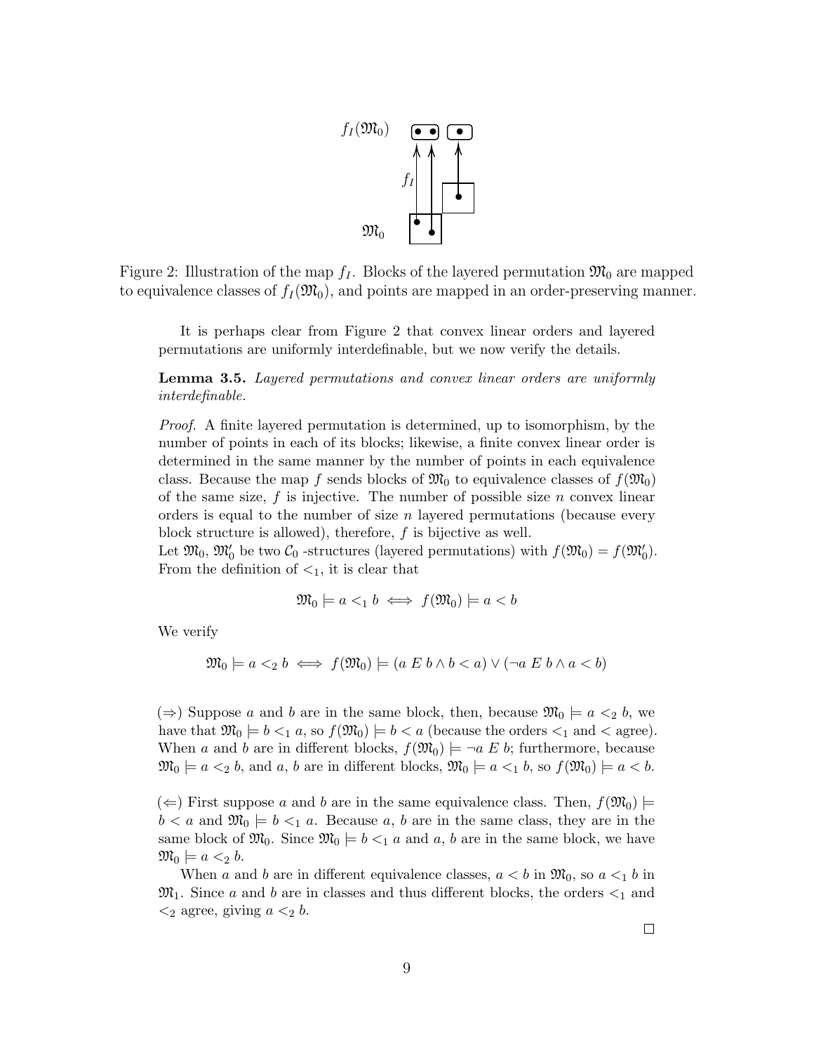Figure 2: Illustration of the map $f_I$. Blocks of the layered permutation $\mathfrak{M}_0$ are mapped to equivalence classes of $f_I(\mathfrak{M}_0)$, and points are mapped in an order-preserving manner.

It is perhaps clear from Figure 2 that convex linear orders and layered permutations are uniformly interdefinable, but we now verify the details.

**Lemma 3.5.** *Layered permutations and convex linear orders are uniformly interdefinable.*

*Proof.* A finite layered permutation is determined, up to isomorphism, by the number of points in each of its blocks; likewise, a finite convex linear order is determined in the same manner by the number of points in each equivalence class. Because the map $f$ sends blocks of $\mathfrak{M}_0$ to equivalence classes of $f(\mathfrak{M}_0)$ of the same size, $f$ is injective. The number of possible size $n$ convex linear orders is equal to the number of size $n$ layered permutations (because every block structure is allowed), therefore, $f$ is bijective as well.
Let $\mathfrak{M}_0$, $\mathfrak{M}_0'$ be two $\mathcal{C}_0$ -structures (layered permutations) with $f(\mathfrak{M}_0) = f(\mathfrak{M}_0')$. From the definition of $<_1$, it is clear that

$$\mathfrak{M}_0 \models a <_1 b \iff f(\mathfrak{M}_0) \models a < b$$

We verify

$$\mathfrak{M}_0 \models a <_2 b \iff f(\mathfrak{M}_0) \models (a \; E \; b \wedge b < a) \vee (\neg a \; E \; b \wedge a < b)$$

($\Rightarrow$) Suppose $a$ and $b$ are in the same block, then, because $\mathfrak{M}_0 \models a <_2 b$, we have that $\mathfrak{M}_0 \models b <_1 a$, so $f(\mathfrak{M}_0) \models b < a$ (because the orders $<_1$ and $<$ agree). When $a$ and $b$ are in different blocks, $f(\mathfrak{M}_0) \models \neg a \; E \; b$; furthermore, because $\mathfrak{M}_0 \models a <_2 b$, and $a$, $b$ are in different blocks, $\mathfrak{M}_0 \models a <_1 b$, so $f(\mathfrak{M}_0) \models a < b$.

($\Leftarrow$) First suppose $a$ and $b$ are in the same equivalence class. Then, $f(\mathfrak{M}_0) \models b < a$ and $\mathfrak{M}_0 \models b <_1 a$. Because $a$, $b$ are in the same class, they are in the same block of $\mathfrak{M}_0$. Since $\mathfrak{M}_0 \models b <_1 a$ and $a$, $b$ are in the same block, we have $\mathfrak{M}_0 \models a <_2 b$.

When $a$ and $b$ are in different equivalence classes, $a < b$ in $\mathfrak{M}_0$, so $a <_1 b$ in $\mathfrak{M}_1$. Since $a$ and $b$ are in classes and thus different blocks, the orders $<_1$ and $<_2$ agree, giving $a <_2 b$.

$\square$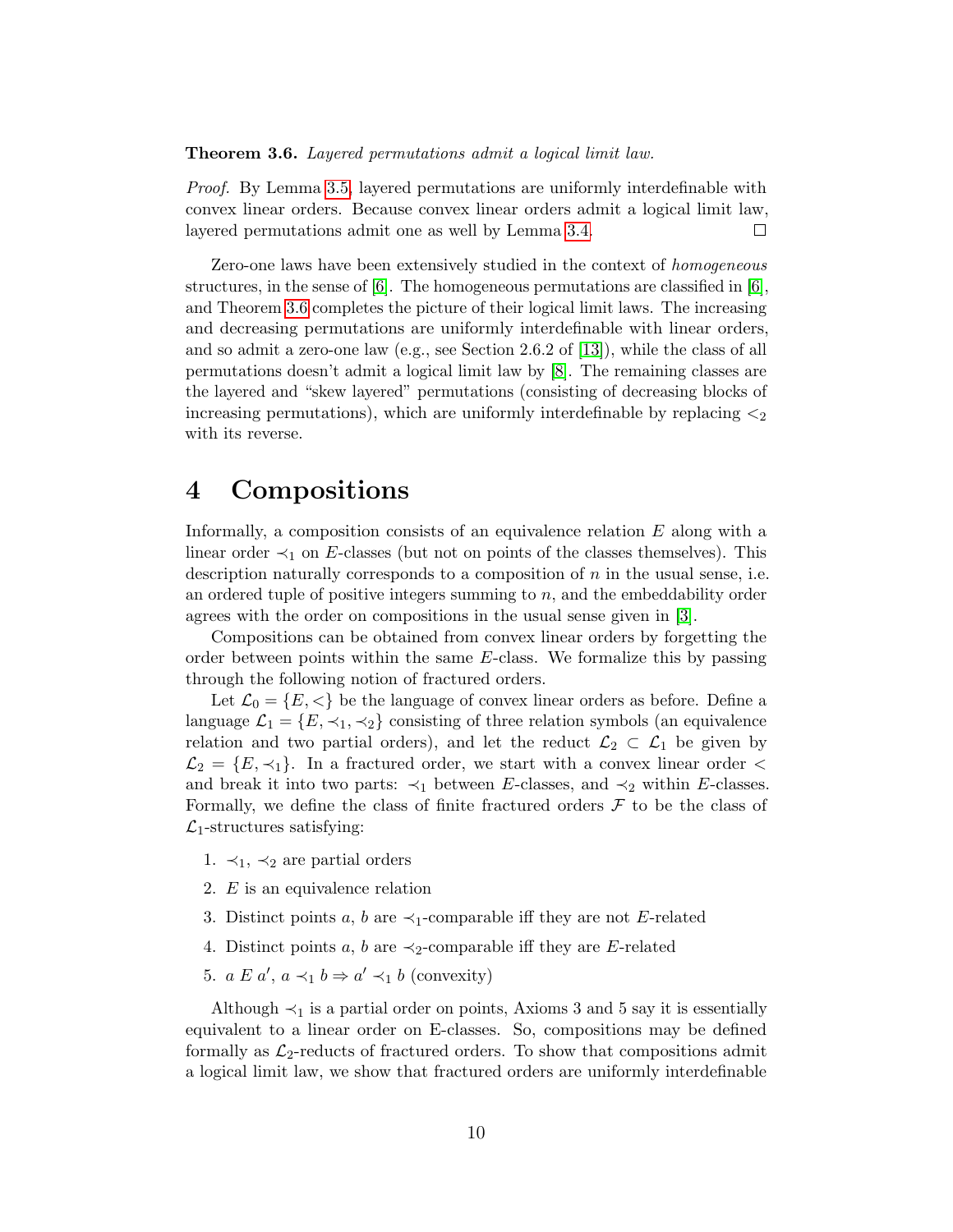**Theorem 3.6.** *Layered permutations admit a logical limit law.*

*Proof.* By Lemma 3.5, layered permutations are uniformly interdefinable with convex linear orders. Because convex linear orders admit a logical limit law, layered permutations admit one as well by Lemma 3.4. □

Zero-one laws have been extensively studied in the context of *homogeneous* structures, in the sense of [6]. The homogeneous permutations are classified in [6], and Theorem 3.6 completes the picture of their logical limit laws. The increasing and decreasing permutations are uniformly interdefinable with linear orders, and so admit a zero-one law (e.g., see Section 2.6.2 of [13]), while the class of all permutations doesn't admit a logical limit law by [8]. The remaining classes are the layered and "skew layered" permutations (consisting of decreasing blocks of increasing permutations), which are uniformly interdefinable by replacing $<_2$ with its reverse.

# 4 Compositions

Informally, a composition consists of an equivalence relation $E$ along with a linear order $\prec_1$ on $E$-classes (but not on points of the classes themselves). This description naturally corresponds to a composition of $n$ in the usual sense, i.e. an ordered tuple of positive integers summing to $n$, and the embeddability order agrees with the order on compositions in the usual sense given in [3].

Compositions can be obtained from convex linear orders by forgetting the order between points within the same $E$-class. We formalize this by passing through the following notion of fractured orders.

Let $\mathcal{L}_0 = \{E, <\}$ be the language of convex linear orders as before. Define a language $\mathcal{L}_1 = \{E, \prec_1, \prec_2\}$ consisting of three relation symbols (an equivalence relation and two partial orders), and let the reduct $\mathcal{L}_2 \subset \mathcal{L}_1$ be given by $\mathcal{L}_2 = \{E, \prec_1\}$. In a fractured order, we start with a convex linear order $<$ and break it into two parts: $\prec_1$ between $E$-classes, and $\prec_2$ within $E$-classes. Formally, we define the class of finite fractured orders $\mathcal{F}$ to be the class of $\mathcal{L}_1$-structures satisfying:

1. $\prec_1$, $\prec_2$ are partial orders
2. $E$ is an equivalence relation
3. Distinct points $a$, $b$ are $\prec_1$-comparable iff they are not $E$-related
4. Distinct points $a$, $b$ are $\prec_2$-comparable iff they are $E$-related
5. $a \; E \; a'$, $a \prec_1 b \Rightarrow a' \prec_1 b$ (convexity)

Although $\prec_1$ is a partial order on points, Axioms 3 and 5 say it is essentially equivalent to a linear order on E-classes. So, compositions may be defined formally as $\mathcal{L}_2$-reducts of fractured orders. To show that compositions admit a logical limit law, we show that fractured orders are uniformly interdefinable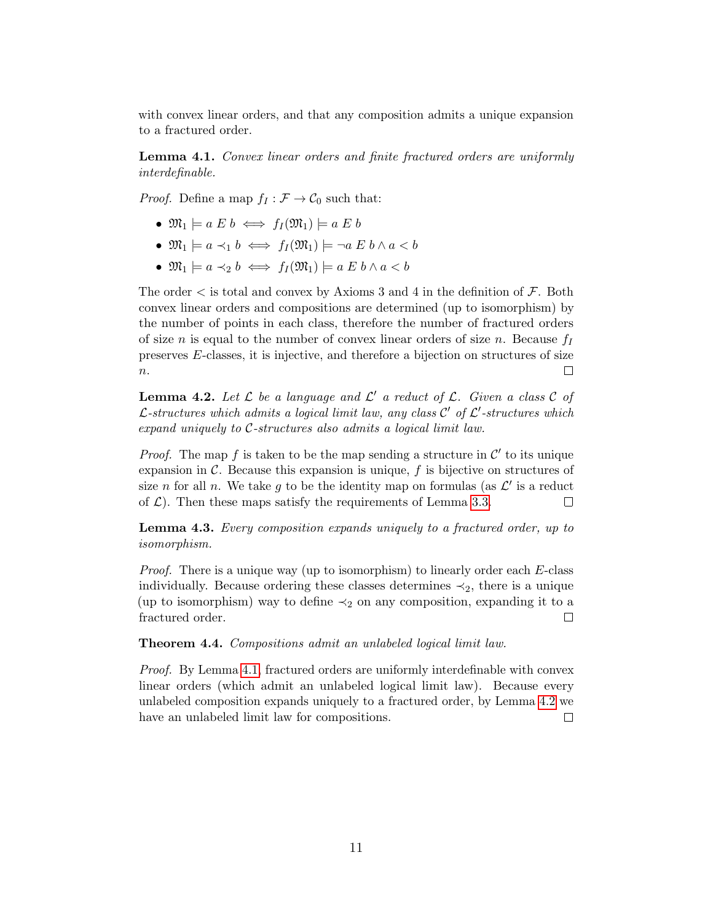with convex linear orders, and that any composition admits a unique expansion to a fractured order.

**Lemma 4.1.** *Convex linear orders and finite fractured orders are uniformly interdefinable.*

*Proof.* Define a map $f_I : \mathcal{F} \to \mathcal{C}_0$ such that:

- $\mathfrak{M}_1 \models a \; E \; b \iff f_I(\mathfrak{M}_1) \models a \; E \; b$
- $\mathfrak{M}_1 \models a \prec_1 b \iff f_I(\mathfrak{M}_1) \models \neg a \; E \; b \wedge a < b$
- $\mathfrak{M}_1 \models a \prec_2 b \iff f_I(\mathfrak{M}_1) \models a \; E \; b \wedge a < b$

The order $<$ is total and convex by Axioms 3 and 4 in the definition of $\mathcal{F}$. Both convex linear orders and compositions are determined (up to isomorphism) by the number of points in each class, therefore the number of fractured orders of size $n$ is equal to the number of convex linear orders of size $n$. Because $f_I$ preserves $E$-classes, it is injective, and therefore a bijection on structures of size $n$. □

**Lemma 4.2.** *Let $\mathcal{L}$ be a language and $\mathcal{L}'$ a reduct of $\mathcal{L}$. Given a class $\mathcal{C}$ of $\mathcal{L}$-structures which admits a logical limit law, any class $\mathcal{C}'$ of $\mathcal{L}'$-structures which expand uniquely to $\mathcal{C}$-structures also admits a logical limit law.*

*Proof.* The map $f$ is taken to be the map sending a structure in $\mathcal{C}'$ to its unique expansion in $\mathcal{C}$. Because this expansion is unique, $f$ is bijective on structures of size $n$ for all $n$. We take $g$ to be the identity map on formulas (as $\mathcal{L}'$ is a reduct of $\mathcal{L}$). Then these maps satisfy the requirements of Lemma 3.3. □

**Lemma 4.3.** *Every composition expands uniquely to a fractured order, up to isomorphism.*

*Proof.* There is a unique way (up to isomorphism) to linearly order each $E$-class individually. Because ordering these classes determines $\prec_2$, there is a unique (up to isomorphism) way to define $\prec_2$ on any composition, expanding it to a fractured order. □

**Theorem 4.4.** *Compositions admit an unlabeled logical limit law.*

*Proof.* By Lemma 4.1, fractured orders are uniformly interdefinable with convex linear orders (which admit an unlabeled logical limit law). Because every unlabeled composition expands uniquely to a fractured order, by Lemma 4.2 we have an unlabeled limit law for compositions. □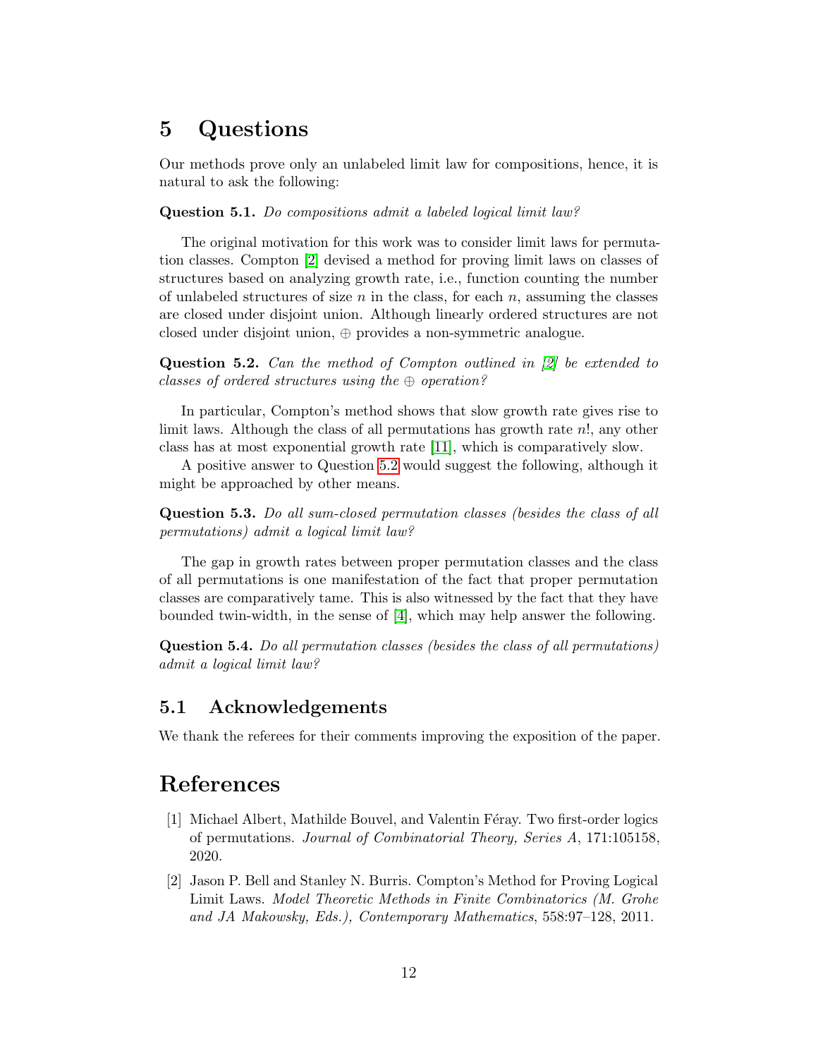# 5 Questions

Our methods prove only an unlabeled limit law for compositions, hence, it is natural to ask the following:

**Question 5.1.** *Do compositions admit a labeled logical limit law?*

The original motivation for this work was to consider limit laws for permutation classes. Compton [2] devised a method for proving limit laws on classes of structures based on analyzing growth rate, i.e., function counting the number of unlabeled structures of size $n$ in the class, for each $n$, assuming the classes are closed under disjoint union. Although linearly ordered structures are not closed under disjoint union, $\oplus$ provides a non-symmetric analogue.

**Question 5.2.** *Can the method of Compton outlined in [2] be extended to classes of ordered structures using the $\oplus$ operation?*

In particular, Compton's method shows that slow growth rate gives rise to limit laws. Although the class of all permutations has growth rate $n!$, any other class has at most exponential growth rate [11], which is comparatively slow.

A positive answer to Question 5.2 would suggest the following, although it might be approached by other means.

**Question 5.3.** *Do all sum-closed permutation classes (besides the class of all permutations) admit a logical limit law?*

The gap in growth rates between proper permutation classes and the class of all permutations is one manifestation of the fact that proper permutation classes are comparatively tame. This is also witnessed by the fact that they have bounded twin-width, in the sense of [4], which may help answer the following.

**Question 5.4.** *Do all permutation classes (besides the class of all permutations) admit a logical limit law?*

## 5.1 Acknowledgements

We thank the referees for their comments improving the exposition of the paper.

# References

[1] Michael Albert, Mathilde Bouvel, and Valentin Féray. Two first-order logics of permutations. *Journal of Combinatorial Theory, Series A*, 171:105158, 2020.

[2] Jason P. Bell and Stanley N. Burris. Compton's Method for Proving Logical Limit Laws. *Model Theoretic Methods in Finite Combinatorics (M. Grohe and JA Makowsky, Eds.), Contemporary Mathematics*, 558:97–128, 2011.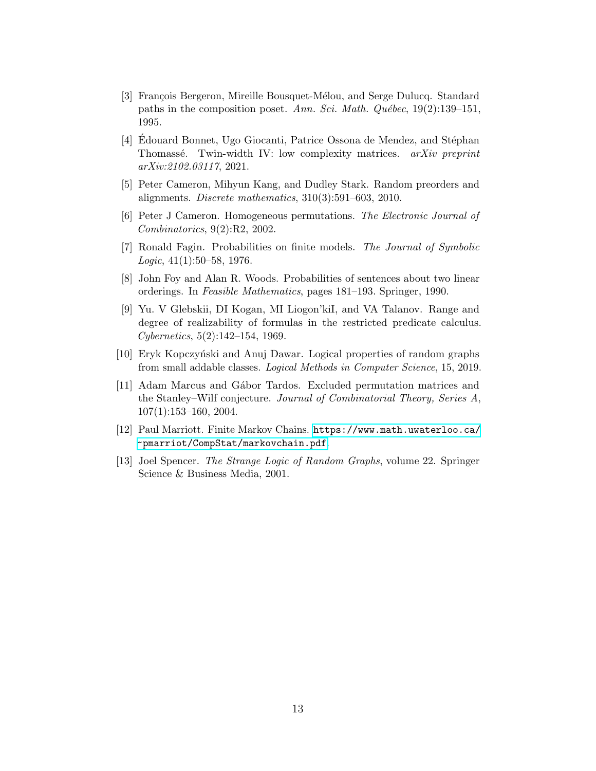[3] François Bergeron, Mireille Bousquet-Mélou, and Serge Dulucq. Standard paths in the composition poset. *Ann. Sci. Math. Québec*, 19(2):139–151, 1995.

[4] Édouard Bonnet, Ugo Giocanti, Patrice Ossona de Mendez, and Stéphan Thomassé. Twin-width IV: low complexity matrices. *arXiv preprint arXiv:2102.03117*, 2021.

[5] Peter Cameron, Mihyun Kang, and Dudley Stark. Random preorders and alignments. *Discrete mathematics*, 310(3):591–603, 2010.

[6] Peter J Cameron. Homogeneous permutations. *The Electronic Journal of Combinatorics*, 9(2):R2, 2002.

[7] Ronald Fagin. Probabilities on finite models. *The Journal of Symbolic Logic*, 41(1):50–58, 1976.

[8] John Foy and Alan R. Woods. Probabilities of sentences about two linear orderings. In *Feasible Mathematics*, pages 181–193. Springer, 1990.

[9] Yu. V Glebskii, DI Kogan, MI Liogon'kiI, and VA Talanov. Range and degree of realizability of formulas in the restricted predicate calculus. *Cybernetics*, 5(2):142–154, 1969.

[10] Eryk Kopczyński and Anuj Dawar. Logical properties of random graphs from small addable classes. *Logical Methods in Computer Science*, 15, 2019.

[11] Adam Marcus and Gábor Tardos. Excluded permutation matrices and the Stanley–Wilf conjecture. *Journal of Combinatorial Theory, Series A*, 107(1):153–160, 2004.

[12] Paul Marriott. Finite Markov Chains. https://www.math.uwaterloo.ca/~pmarriot/CompStat/markovchain.pdf

[13] Joel Spencer. *The Strange Logic of Random Graphs*, volume 22. Springer Science & Business Media, 2001.